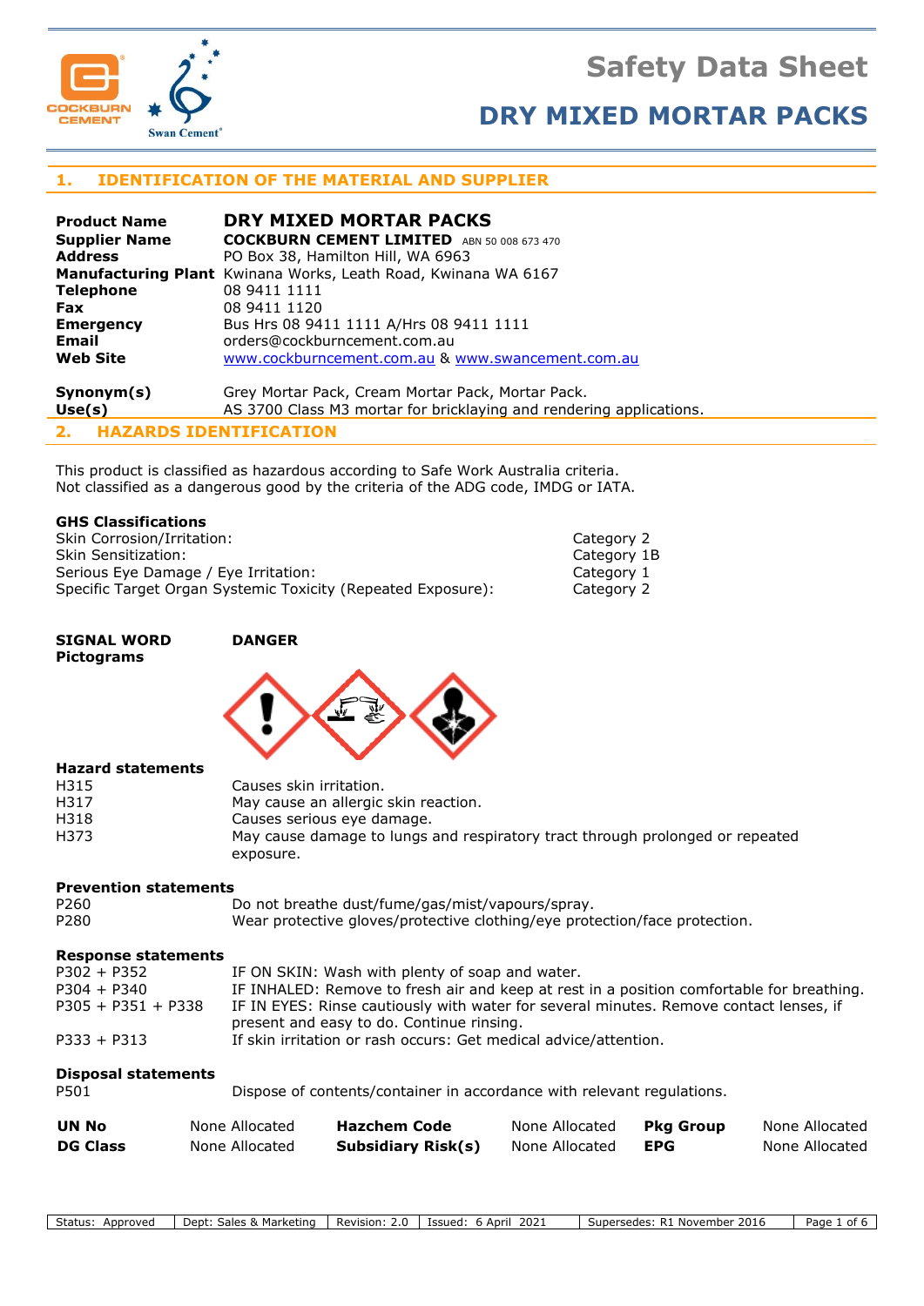# Safety Data Sheet

## DRY MIXED MORTAR PACKS

## 1. IDENTIFICATION OF THE MATERIAL AND SUPPLIER

| | |
|---|---|
| **Product Name** | **DRY MIXED MORTAR PACKS** |
| **Supplier Name** | **COCKBURN CEMENT LIMITED** ABN 50 008 673 470 |
| **Address** | PO Box 38, Hamilton Hill, WA 6963 |
| **Manufacturing Plant** | Kwinana Works, Leath Road, Kwinana WA 6167 |
| **Telephone** | 08 9411 1111 |
| **Fax** | 08 9411 1120 |
| **Emergency** | Bus Hrs 08 9411 1111 A/Hrs 08 9411 1111 |
| **Email** | orders@cockburncement.com.au |
| **Web Site** | www.cockburncement.com.au & www.swancement.com.au |
| **Synonym(s)** | Grey Mortar Pack, Cream Mortar Pack, Mortar Pack. |
| **Use(s)** | AS 3700 Class M3 mortar for bricklaying and rendering applications. |

## 2. HAZARDS IDENTIFICATION

This product is classified as hazardous according to Safe Work Australia criteria.
Not classified as a dangerous good by the criteria of the ADG code, IMDG or IATA.

### GHS Classifications

| | |
|---|---|
| Skin Corrosion/Irritation: | Category 2 |
| Skin Sensitization: | Category 1B |
| Serious Eye Damage / Eye Irritation: | Category 1 |
| Specific Target Organ Systemic Toxicity (Repeated Exposure): | Category 2 |

**SIGNAL WORD** **DANGER**

**Pictograms**

### Hazard statements

| | |
|---|---|
| H315 | Causes skin irritation. |
| H317 | May cause an allergic skin reaction. |
| H318 | Causes serious eye damage. |
| H373 | May cause damage to lungs and respiratory tract through prolonged or repeated exposure. |

### Prevention statements

| | |
|---|---|
| P260 | Do not breathe dust/fume/gas/mist/vapours/spray. |
| P280 | Wear protective gloves/protective clothing/eye protection/face protection. |

### Response statements

| | |
|---|---|
| P302 + P352 | IF ON SKIN: Wash with plenty of soap and water. |
| P304 + P340 | IF INHALED: Remove to fresh air and keep at rest in a position comfortable for breathing. |
| P305 + P351 + P338 | IF IN EYES: Rinse cautiously with water for several minutes. Remove contact lenses, if present and easy to do. Continue rinsing. |
| P333 + P313 | If skin irritation or rash occurs: Get medical advice/attention. |

### Disposal statements

| | |
|---|---|
| P501 | Dispose of contents/container in accordance with relevant regulations. |

| | | | | | |
|---|---|---|---|---|---|
| **UN No** | None Allocated | **Hazchem Code** | None Allocated | **Pkg Group** | None Allocated |
| **DG Class** | None Allocated | **Subsidiary Risk(s)** | None Allocated | **EPG** | None Allocated |

| Status: Approved | Dept: Sales & Marketing | Revision: 2.0 | Issued: 6 April 2021 | Supersedes: R1 November 2016 |
|---|---|---|---|---|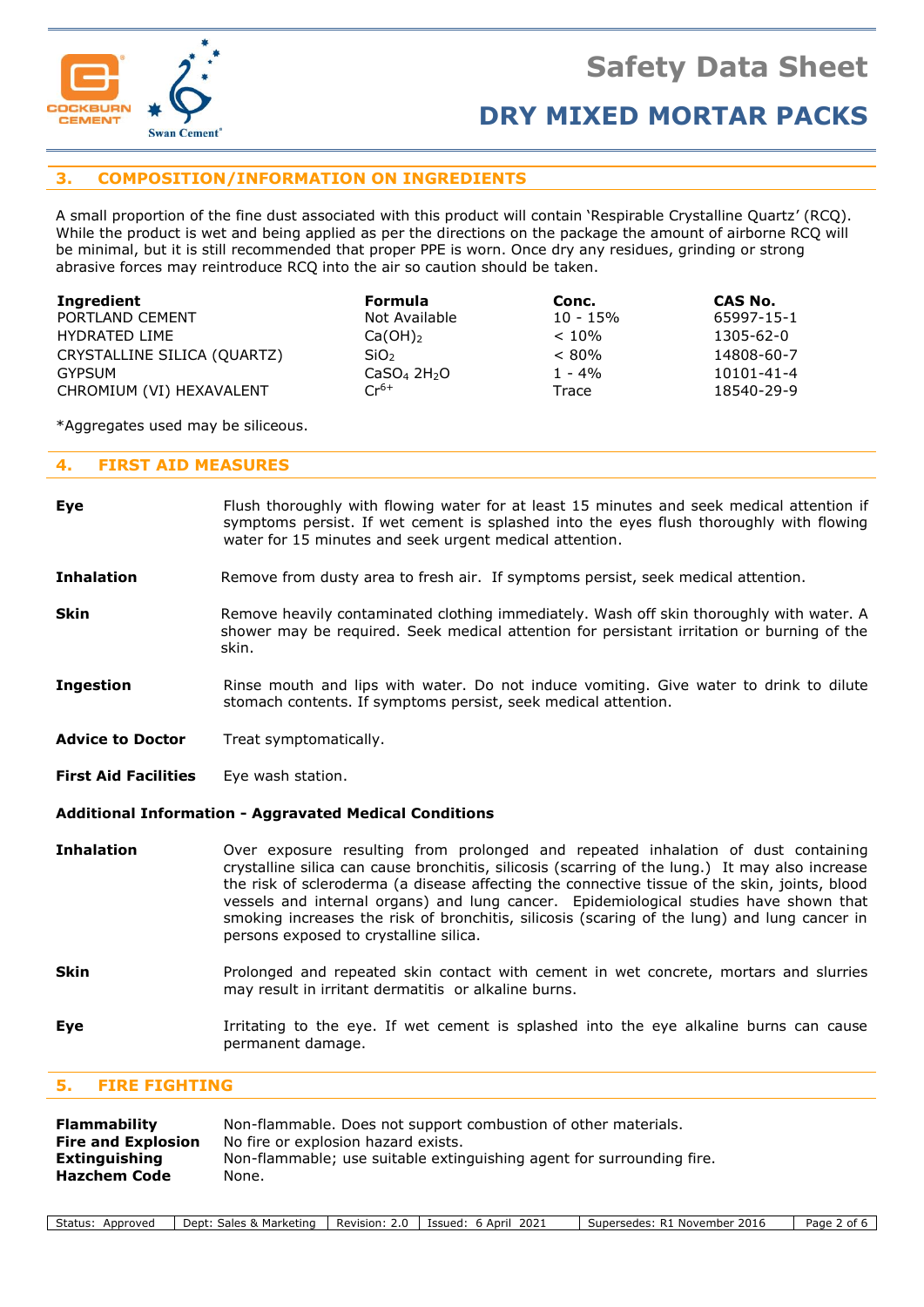## 3. COMPOSITION/INFORMATION ON INGREDIENTS

A small proportion of the fine dust associated with this product will contain 'Respirable Crystalline Quartz' (RCQ). While the product is wet and being applied as per the directions on the package the amount of airborne RCQ will be minimal, but it is still recommended that proper PPE is worn. Once dry any residues, grinding or strong abrasive forces may reintroduce RCQ into the air so caution should be taken.

| Ingredient | Formula | Conc. | CAS No. |
|---|---|---|---|
| PORTLAND CEMENT | Not Available | 10 - 15% | 65997-15-1 |
| HYDRATED LIME | $Ca(OH)_2$ | < 10% | 1305-62-0 |
| CRYSTALLINE SILICA (QUARTZ) | $SiO_2$ | < 80% | 14808-60-7 |
| GYPSUM | $CaSO_4\ 2H_2O$ | 1 - 4% | 10101-41-4 |
| CHROMIUM (VI) HEXAVALENT | $Cr^{6+}$ | Trace | 18540-29-9 |

*Aggregates used may be siliceous.

## 4. FIRST AID MEASURES

**Eye** Flush thoroughly with flowing water for at least 15 minutes and seek medical attention if symptoms persist. If wet cement is splashed into the eyes flush thoroughly with flowing water for 15 minutes and seek urgent medical attention.

**Inhalation** Remove from dusty area to fresh air. If symptoms persist, seek medical attention.

**Skin** Remove heavily contaminated clothing immediately. Wash off skin thoroughly with water. A shower may be required. Seek medical attention for persistant irritation or burning of the skin.

**Ingestion** Rinse mouth and lips with water. Do not induce vomiting. Give water to drink to dilute stomach contents. If symptoms persist, seek medical attention.

**Advice to Doctor** Treat symptomatically.

**First Aid Facilities** Eye wash station.

**Additional Information - Aggravated Medical Conditions**

**Inhalation** Over exposure resulting from prolonged and repeated inhalation of dust containing crystalline silica can cause bronchitis, silicosis (scarring of the lung.) It may also increase the risk of scleroderma (a disease affecting the connective tissue of the skin, joints, blood vessels and internal organs) and lung cancer. Epidemiological studies have shown that smoking increases the risk of bronchitis, silicosis (scaring of the lung) and lung cancer in persons exposed to crystalline silica.

**Skin** Prolonged and repeated skin contact with cement in wet concrete, mortars and slurries may result in irritant dermatitis or alkaline burns.

**Eye** Irritating to the eye. If wet cement is splashed into the eye alkaline burns can cause permanent damage.

## 5. FIRE FIGHTING

**Flammability** Non-flammable. Does not support combustion of other materials.
**Fire and Explosion** No fire or explosion hazard exists.
**Extinguishing** Non-flammable; use suitable extinguishing agent for surrounding fire.
**Hazchem Code** None.

| Status: Approved | Dept: Sales & Marketing | Revision: 2.0 | Issued: 6 April 2021 | Supersedes: R1 November 2016 |
|---|---|---|---|---|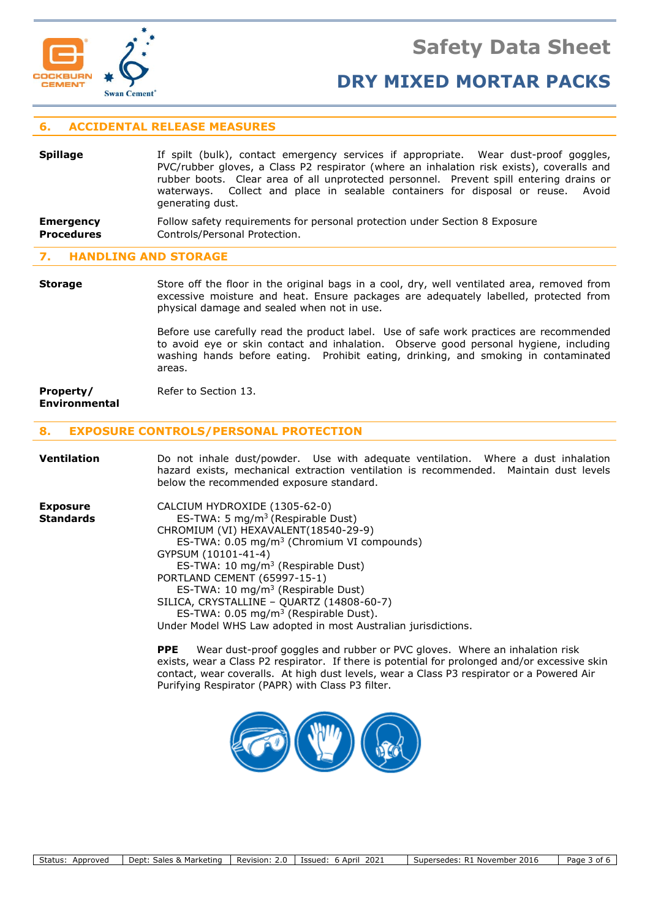## 6. ACCIDENTAL RELEASE MEASURES

**Spillage**

If spilt (bulk), contact emergency services if appropriate. Wear dust-proof goggles, PVC/rubber gloves, a Class P2 respirator (where an inhalation risk exists), coveralls and rubber boots. Clear area of all unprotected personnel. Prevent spill entering drains or waterways. Collect and place in sealable containers for disposal or reuse. Avoid generating dust.

**Emergency Procedures**

Follow safety requirements for personal protection under Section 8 Exposure Controls/Personal Protection.

## 7. HANDLING AND STORAGE

**Storage**

Store off the floor in the original bags in a cool, dry, well ventilated area, removed from excessive moisture and heat. Ensure packages are adequately labelled, protected from physical damage and sealed when not in use.

Before use carefully read the product label. Use of safe work practices are recommended to avoid eye or skin contact and inhalation. Observe good personal hygiene, including washing hands before eating. Prohibit eating, drinking, and smoking in contaminated areas.

**Property/ Environmental**

Refer to Section 13.

## 8. EXPOSURE CONTROLS/PERSONAL PROTECTION

**Ventilation**

Do not inhale dust/powder. Use with adequate ventilation. Where a dust inhalation hazard exists, mechanical extraction ventilation is recommended. Maintain dust levels below the recommended exposure standard.

**Exposure Standards**

CALCIUM HYDROXIDE (1305-62-0)
ES-TWA: 5 $mg/m^3$ (Respirable Dust)
CHROMIUM (VI) HEXAVALENT(18540-29-9)
ES-TWA: 0.05 $mg/m^3$ (Chromium VI compounds)
GYPSUM (10101-41-4)
ES-TWA: 10 $mg/m^3$ (Respirable Dust)
PORTLAND CEMENT (65997-15-1)
ES-TWA: 10 $mg/m^3$ (Respirable Dust)
SILICA, CRYSTALLINE – QUARTZ (14808-60-7)
ES-TWA: 0.05 $mg/m^3$ (Respirable Dust).
Under Model WHS Law adopted in most Australian jurisdictions.

**PPE** Wear dust-proof goggles and rubber or PVC gloves. Where an inhalation risk exists, wear a Class P2 respirator. If there is potential for prolonged and/or excessive skin contact, wear coveralls. At high dust levels, wear a Class P3 respirator or a Powered Air Purifying Respirator (PAPR) with Class P3 filter.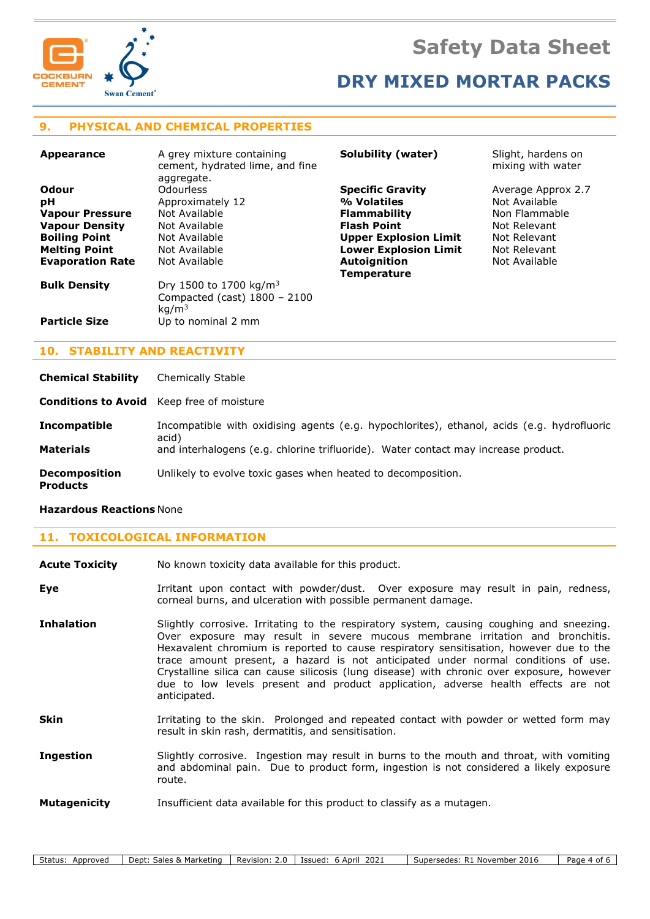## 9. PHYSICAL AND CHEMICAL PROPERTIES

| | | | |
|---|---|---|---|
| **Appearance** | A grey mixture containing cement, hydrated lime, and fine aggregate. | **Solubility (water)** | Slight, hardens on mixing with water |
| **Odour** | Odourless | **Specific Gravity** | Average Approx 2.7 |
| **pH** | Approximately 12 | **% Volatiles** | Not Available |
| **Vapour Pressure** | Not Available | **Flammability** | Non Flammable |
| **Vapour Density** | Not Available | **Flash Point** | Not Relevant |
| **Boiling Point** | Not Available | **Upper Explosion Limit** | Not Relevant |
| **Melting Point** | Not Available | **Lower Explosion Limit** | Not Relevant |
| **Evaporation Rate** | Not Available | **Autoignition Temperature** | Not Available |
| **Bulk Density** | Dry 1500 to 1700 kg/m$^3$ Compacted (cast) 1800 – 2100 kg/m$^3$ | | |
| **Particle Size** | Up to nominal 2 mm | | |

## 10. STABILITY AND REACTIVITY

**Chemical Stability** Chemically Stable

**Conditions to Avoid** Keep free of moisture

**Incompatible Materials** Incompatible with oxidising agents (e.g. hypochlorites), ethanol, acids (e.g. hydrofluoric acid) and interhalogens (e.g. chlorine trifluoride). Water contact may increase product.

**Decomposition Products** Unlikely to evolve toxic gases when heated to decomposition.

**Hazardous Reactions** None

## 11. TOXICOLOGICAL INFORMATION

**Acute Toxicity** No known toxicity data available for this product.

**Eye** Irritant upon contact with powder/dust. Over exposure may result in pain, redness, corneal burns, and ulceration with possible permanent damage.

**Inhalation** Slightly corrosive. Irritating to the respiratory system, causing coughing and sneezing. Over exposure may result in severe mucous membrane irritation and bronchitis. Hexavalent chromium is reported to cause respiratory sensitisation, however due to the trace amount present, a hazard is not anticipated under normal conditions of use. Crystalline silica can cause silicosis (lung disease) with chronic over exposure, however due to low levels present and product application, adverse health effects are not anticipated.

**Skin** Irritating to the skin. Prolonged and repeated contact with powder or wetted form may result in skin rash, dermatitis, and sensitisation.

**Ingestion** Slightly corrosive. Ingestion may result in burns to the mouth and throat, with vomiting and abdominal pain. Due to product form, ingestion is not considered a likely exposure route.

**Mutagenicity** Insufficient data available for this product to classify as a mutagen.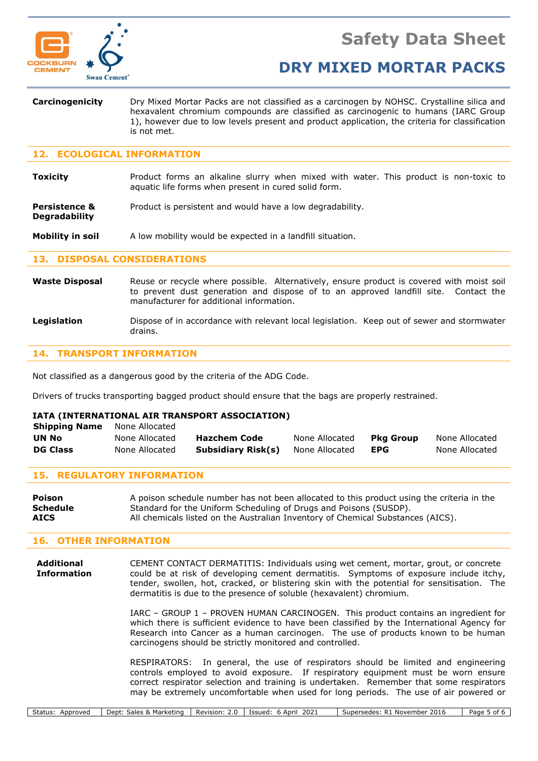**Carcinogenicity** Dry Mixed Mortar Packs are not classified as a carcinogen by NOHSC. Crystalline silica and hexavalent chromium compounds are classified as carcinogenic to humans (IARC Group 1), however due to low levels present and product application, the criteria for classification is not met.

## 12. ECOLOGICAL INFORMATION

**Toxicity** Product forms an alkaline slurry when mixed with water. This product is non-toxic to aquatic life forms when present in cured solid form.

**Persistence & Degradability** Product is persistent and would have a low degradability.

**Mobility in soil** A low mobility would be expected in a landfill situation.

## 13. DISPOSAL CONSIDERATIONS

**Waste Disposal** Reuse or recycle where possible. Alternatively, ensure product is covered with moist soil to prevent dust generation and dispose of to an approved landfill site. Contact the manufacturer for additional information.

**Legislation** Dispose of in accordance with relevant local legislation. Keep out of sewer and stormwater drains.

## 14. TRANSPORT INFORMATION

Not classified as a dangerous good by the criteria of the ADG Code.

Drivers of trucks transporting bagged product should ensure that the bags are properly restrained.

**IATA (INTERNATIONAL AIR TRANSPORT ASSOCIATION)**

| | | | | | |
|---|---|---|---|---|---|
| **Shipping Name** | None Allocated | | | | |
| **UN No** | None Allocated | **Hazchem Code** | None Allocated | **Pkg Group** | None Allocated |
| **DG Class** | None Allocated | **Subsidiary Risk(s)** | None Allocated | **EPG** | None Allocated |

## 15. REGULATORY INFORMATION

**Poison Schedule** A poison schedule number has not been allocated to this product using the criteria in the Standard for the Uniform Scheduling of Drugs and Poisons (SUSDP).

**AICS** All chemicals listed on the Australian Inventory of Chemical Substances (AICS).

## 16. OTHER INFORMATION

**Additional Information** CEMENT CONTACT DERMATITIS: Individuals using wet cement, mortar, grout, or concrete could be at risk of developing cement dermatitis. Symptoms of exposure include itchy, tender, swollen, hot, cracked, or blistering skin with the potential for sensitisation. The dermatitis is due to the presence of soluble (hexavalent) chromium.

IARC – GROUP 1 – PROVEN HUMAN CARCINOGEN. This product contains an ingredient for which there is sufficient evidence to have been classified by the International Agency for Research into Cancer as a human carcinogen. The use of products known to be human carcinogens should be strictly monitored and controlled.

RESPIRATORS: In general, the use of respirators should be limited and engineering controls employed to avoid exposure. If respiratory equipment must be worn ensure correct respirator selection and training is undertaken. Remember that some respirators may be extremely uncomfortable when used for long periods. The use of air powered or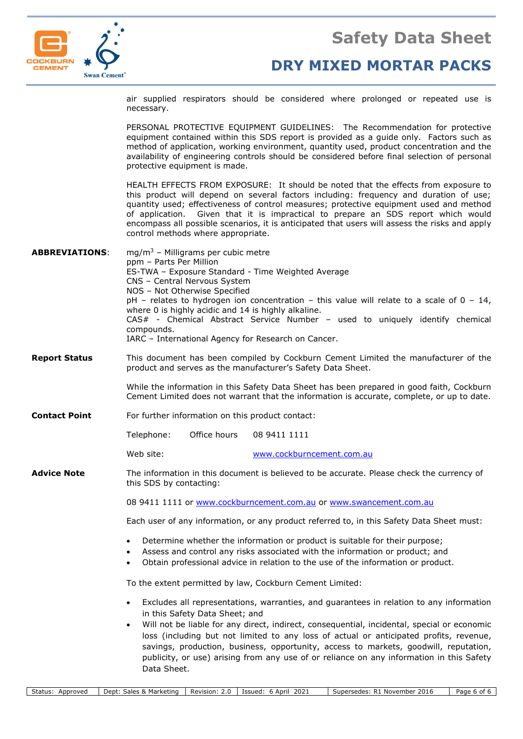air supplied respirators should be considered where prolonged or repeated use is necessary.

PERSONAL PROTECTIVE EQUIPMENT GUIDELINES: The Recommendation for protective equipment contained within this SDS report is provided as a guide only. Factors such as method of application, working environment, quantity used, product concentration and the availability of engineering controls should be considered before final selection of personal protective equipment is made.

HEALTH EFFECTS FROM EXPOSURE: It should be noted that the effects from exposure to this product will depend on several factors including: frequency and duration of use; quantity used; effectiveness of control measures; protective equipment used and method of application. Given that it is impractical to prepare an SDS report which would encompass all possible scenarios, it is anticipated that users will assess the risks and apply control methods where appropriate.

**ABBREVIATIONS**:

mg/m$^3$ – Milligrams per cubic metre
ppm – Parts Per Million
ES-TWA – Exposure Standard - Time Weighted Average
CNS – Central Nervous System
NOS – Not Otherwise Specified
pH – relates to hydrogen ion concentration – this value will relate to a scale of 0 – 14, where 0 is highly acidic and 14 is highly alkaline.
CAS# - Chemical Abstract Service Number – used to uniquely identify chemical compounds.
IARC – International Agency for Research on Cancer.

**Report Status**

This document has been compiled by Cockburn Cement Limited the manufacturer of the product and serves as the manufacturer's Safety Data Sheet.

While the information in this Safety Data Sheet has been prepared in good faith, Cockburn Cement Limited does not warrant that the information is accurate, complete, or up to date.

**Contact Point**

For further information on this product contact:

Telephone: Office hours 08 9411 1111

Web site: www.cockburncement.com.au

**Advice Note**

The information in this document is believed to be accurate. Please check the currency of this SDS by contacting:

08 9411 1111 or www.cockburncement.com.au or www.swancement.com.au

Each user of any information, or any product referred to, in this Safety Data Sheet must:

- Determine whether the information or product is suitable for their purpose;
- Assess and control any risks associated with the information or product; and
- Obtain professional advice in relation to the use of the information or product.

To the extent permitted by law, Cockburn Cement Limited:

- Excludes all representations, warranties, and guarantees in relation to any information in this Safety Data Sheet; and
- Will not be liable for any direct, indirect, consequential, incidental, special or economic loss (including but not limited to any loss of actual or anticipated profits, revenue, savings, production, business, opportunity, access to markets, goodwill, reputation, publicity, or use) arising from any use of or reliance on any information in this Safety Data Sheet.

| | | | | | |
|---|---|---|---|---|---|
| Status: Approved | Dept: Sales & Marketing | Revision: 2.0 | Issued: 6 April 2021 | Supersedes: R1 November 2016 | Page 6 of 6 |